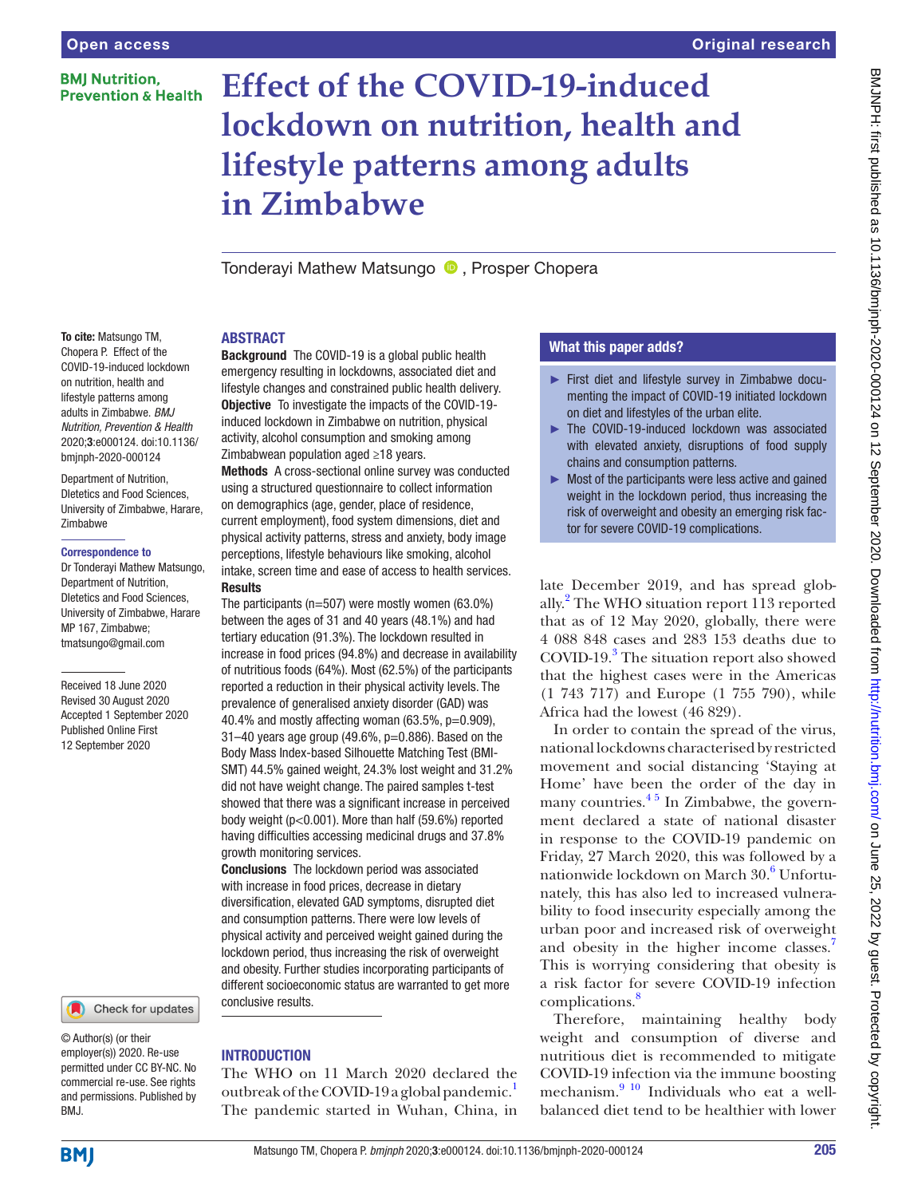Open access

Original research

# Effect of the COVID-19-induced lockdown on nutrition, health and lifestyle patterns among adults in Zimbabwe

Tonderayi Mathew Matsungo, Prosper Chopera

**To cite:** Matsungo TM, Chopera P. Effect of the COVID-19-induced lockdown on nutrition, health and lifestyle patterns among adults in Zimbabwe. *BMJ Nutrition, Prevention & Health* 2020;**3**:e000124. doi:10.1136/bmjnph-2020-000124

Department of Nutrition, Dietetics and Food Sciences, University of Zimbabwe, Harare, Zimbabwe

**Correspondence to**

Dr Tonderayi Mathew Matsungo, Department of Nutrition, Dietetics and Food Sciences, University of Zimbabwe, Harare MP 167, Zimbabwe; tmatsungo@gmail.com

Received 18 June 2020
Revised 30 August 2020
Accepted 1 September 2020
Published Online First 12 September 2020

© Author(s) (or their employer(s)) 2020. Re-use permitted under CC BY-NC. No commercial re-use. See rights and permissions. Published by BMJ.

## ABSTRACT

**Background** The COVID-19 is a global public health emergency resulting in lockdowns, associated diet and lifestyle changes and constrained public health delivery.

**Objective** To investigate the impacts of the COVID-19-induced lockdown in Zimbabwe on nutrition, physical activity, alcohol consumption and smoking among Zimbabwean population aged ≥18 years.

**Methods** A cross-sectional online survey was conducted using a structured questionnaire to collect information on demographics (age, gender, place of residence, current employment), food system dimensions, diet and physical activity patterns, stress and anxiety, body image perceptions, lifestyle behaviours like smoking, alcohol intake, screen time and ease of access to health services.

**Results**

The participants (n=507) were mostly women (63.0%) between the ages of 31 and 40 years (48.1%) and had tertiary education (91.3%). The lockdown resulted in increase in food prices (94.8%) and decrease in availability of nutritious foods (64%). Most (62.5%) of the participants reported a reduction in their physical activity levels. The prevalence of generalised anxiety disorder (GAD) was 40.4% and mostly affecting woman (63.5%, p=0.909), 31–40 years age group (49.6%, p=0.886). Based on the Body Mass Index-based Silhouette Matching Test (BMI-SMT) 44.5% gained weight, 24.3% lost weight and 31.2% did not have weight change. The paired samples t-test showed that there was a significant increase in perceived body weight (p<0.001). More than half (59.6%) reported having difficulties accessing medicinal drugs and 37.8% growth monitoring services.

**Conclusions** The lockdown period was associated with increase in food prices, decrease in dietary diversification, elevated GAD symptoms, disrupted diet and consumption patterns. There were low levels of physical activity and perceived weight gained during the lockdown period, thus increasing the risk of overweight and obesity. Further studies incorporating participants of different socioeconomic status are warranted to get more conclusive results.

## What this paper adds?

- First diet and lifestyle survey in Zimbabwe documenting the impact of COVID-19 initiated lockdown on diet and lifestyles of the urban elite.
- The COVID-19-induced lockdown was associated with elevated anxiety, disruptions of food supply chains and consumption patterns.
- Most of the participants were less active and gained weight in the lockdown period, thus increasing the risk of overweight and obesity an emerging risk factor for severe COVID-19 complications.

## INTRODUCTION

The WHO on 11 March 2020 declared the outbreak of the COVID-19 a global pandemic.[1] The pandemic started in Wuhan, China, in late December 2019, and has spread globally.[2] The WHO situation report 113 reported that as of 12 May 2020, globally, there were 4 088 848 cases and 283 153 deaths due to COVID-19.[3] The situation report also showed that the highest cases were in the Americas (1 743 717) and Europe (1 755 790), while Africa had the lowest (46 829).

In order to contain the spread of the virus, national lockdowns characterised by restricted movement and social distancing 'Staying at Home' have been the order of the day in many countries.[4 5] In Zimbabwe, the government declared a state of national disaster in response to the COVID-19 pandemic on Friday, 27 March 2020, this was followed by a nationwide lockdown on March 30.[6] Unfortunately, this has also led to increased vulnerability to food insecurity especially among the urban poor and increased risk of overweight and obesity in the higher income classes.[7] This is worrying considering that obesity is a risk factor for severe COVID-19 infection complications.[8]

Therefore, maintaining healthy body weight and consumption of diverse and nutritious diet is recommended to mitigate COVID-19 infection via the immune boosting mechanism.[9 10] Individuals who eat a well-balanced diet tend to be healthier with lower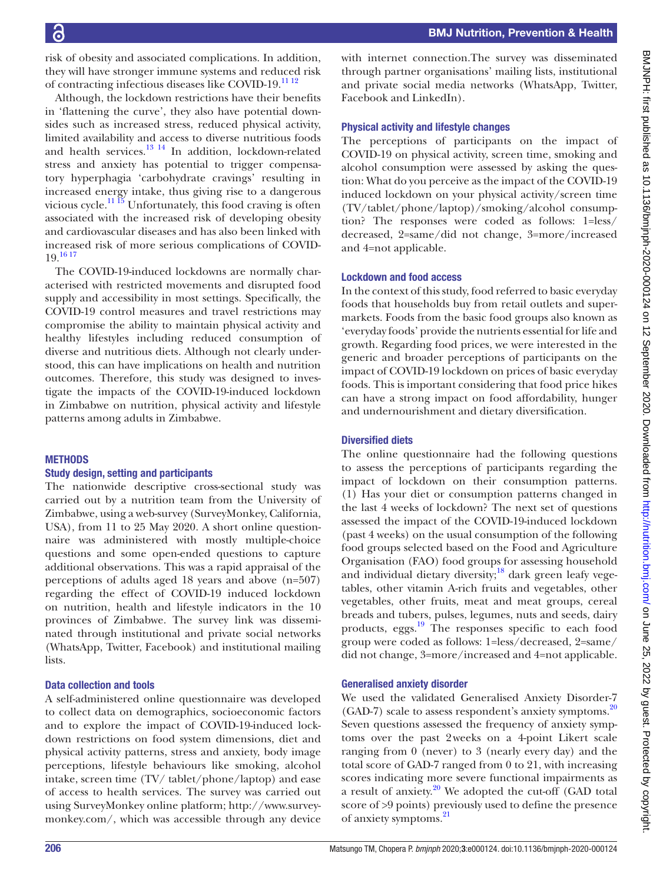risk of obesity and associated complications. In addition, they will have stronger immune systems and reduced risk of contracting infectious diseases like COVID-19.[11 12]

Although, the lockdown restrictions have their benefits in 'flattening the curve', they also have potential downsides such as increased stress, reduced physical activity, limited availability and access to diverse nutritious foods and health services.[13 14] In addition, lockdown-related stress and anxiety has potential to trigger compensatory hyperphagia 'carbohydrate cravings' resulting in increased energy intake, thus giving rise to a dangerous vicious cycle.[11 15] Unfortunately, this food craving is often associated with the increased risk of developing obesity and cardiovascular diseases and has also been linked with increased risk of more serious complications of COVID-19.[16 17]

The COVID-19-induced lockdowns are normally characterised with restricted movements and disrupted food supply and accessibility in most settings. Specifically, the COVID-19 control measures and travel restrictions may compromise the ability to maintain physical activity and healthy lifestyles including reduced consumption of diverse and nutritious diets. Although not clearly understood, this can have implications on health and nutrition outcomes. Therefore, this study was designed to investigate the impacts of the COVID-19-induced lockdown in Zimbabwe on nutrition, physical activity and lifestyle patterns among adults in Zimbabwe.

## METHODS

### Study design, setting and participants

The nationwide descriptive cross-sectional study was carried out by a nutrition team from the University of Zimbabwe, using a web-survey (SurveyMonkey, California, USA), from 11 to 25 May 2020. A short online questionnaire was administered with mostly multiple-choice questions and some open-ended questions to capture additional observations. This was a rapid appraisal of the perceptions of adults aged 18 years and above (n=507) regarding the effect of COVID-19 induced lockdown on nutrition, health and lifestyle indicators in the 10 provinces of Zimbabwe. The survey link was disseminated through institutional and private social networks (WhatsApp, Twitter, Facebook) and institutional mailing lists.

### Data collection and tools

A self-administered online questionnaire was developed to collect data on demographics, socioeconomic factors and to explore the impact of COVID-19-induced lockdown restrictions on food system dimensions, diet and physical activity patterns, stress and anxiety, body image perceptions, lifestyle behaviours like smoking, alcohol intake, screen time (TV/ tablet/phone/laptop) and ease of access to health services. The survey was carried out using SurveyMonkey online platform; http://www.surveymonkey.com/, which was accessible through any device with internet connection.The survey was disseminated through partner organisations' mailing lists, institutional and private social media networks (WhatsApp, Twitter, Facebook and LinkedIn).

### Physical activity and lifestyle changes

The perceptions of participants on the impact of COVID-19 on physical activity, screen time, smoking and alcohol consumption were assessed by asking the question: What do you perceive as the impact of the COVID-19 induced lockdown on your physical activity/screen time (TV/tablet/phone/laptop)/smoking/alcohol consumption? The responses were coded as follows: 1=less/decreased, 2=same/did not change, 3=more/increased and 4=not applicable.

### Lockdown and food access

In the context of this study, food referred to basic everyday foods that households buy from retail outlets and supermarkets. Foods from the basic food groups also known as 'everyday foods' provide the nutrients essential for life and growth. Regarding food prices, we were interested in the generic and broader perceptions of participants on the impact of COVID-19 lockdown on prices of basic everyday foods. This is important considering that food price hikes can have a strong impact on food affordability, hunger and undernourishment and dietary diversification.

### Diversified diets

The online questionnaire had the following questions to assess the perceptions of participants regarding the impact of lockdown on their consumption patterns. (1) Has your diet or consumption patterns changed in the last 4 weeks of lockdown? The next set of questions assessed the impact of the COVID-19-induced lockdown (past 4 weeks) on the usual consumption of the following food groups selected based on the Food and Agriculture Organisation (FAO) food groups for assessing household and individual dietary diversity;[18] dark green leafy vegetables, other vitamin A-rich fruits and vegetables, other vegetables, other fruits, meat and meat groups, cereal breads and tubers, pulses, legumes, nuts and seeds, dairy products, eggs.[19] The responses specific to each food group were coded as follows: 1=less/decreased, 2=same/did not change, 3=more/increased and 4=not applicable.

### Generalised anxiety disorder

We used the validated Generalised Anxiety Disorder-7 (GAD-7) scale to assess respondent's anxiety symptoms.[20] Seven questions assessed the frequency of anxiety symptoms over the past 2 weeks on a 4-point Likert scale ranging from 0 (never) to 3 (nearly every day) and the total score of GAD-7 ranged from 0 to 21, with increasing scores indicating more severe functional impairments as a result of anxiety.[20] We adopted the cut-off (GAD total score of >9 points) previously used to define the presence of anxiety symptoms.[21]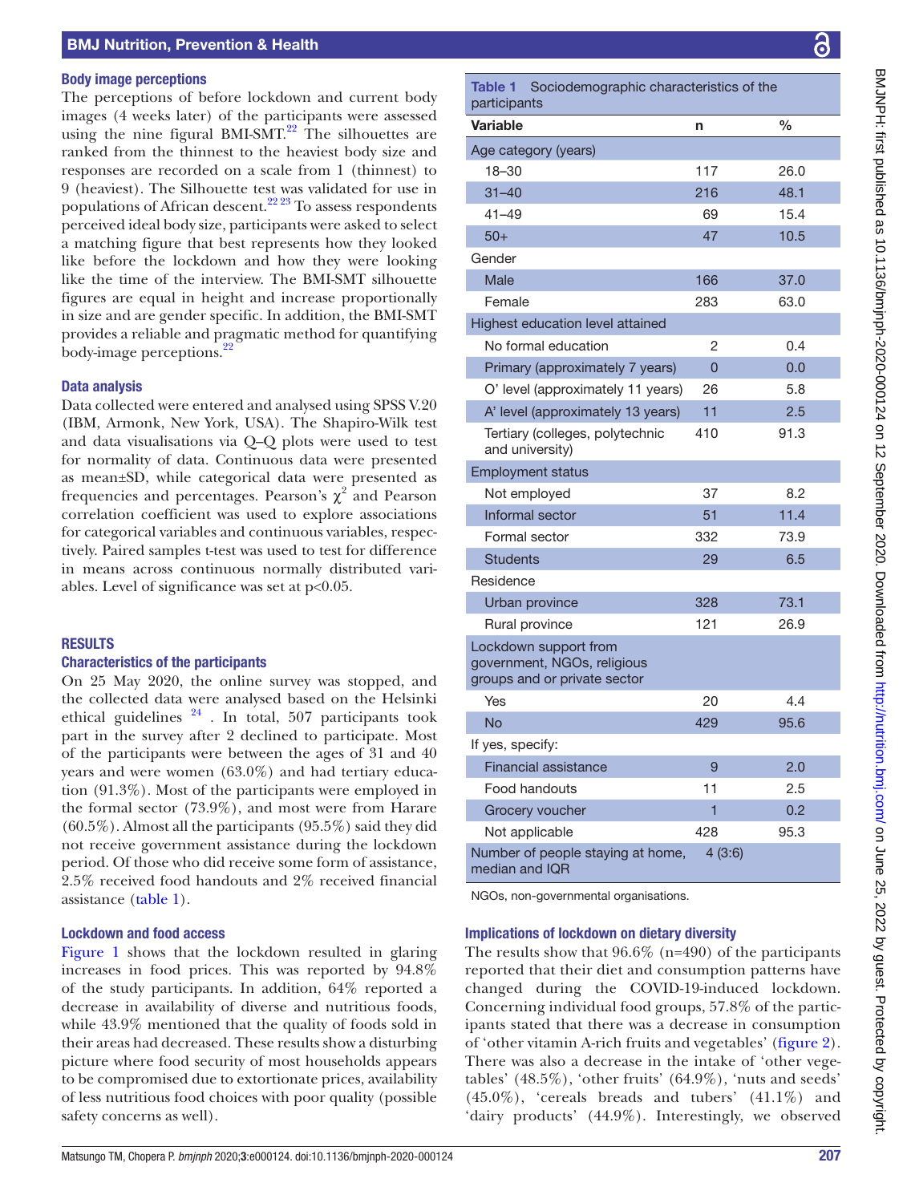### Body image perceptions

The perceptions of before lockdown and current body images (4 weeks later) of the participants were assessed using the nine figural BMI-SMT.[22] The silhouettes are ranked from the thinnest to the heaviest body size and responses are recorded on a scale from 1 (thinnest) to 9 (heaviest). The Silhouette test was validated for use in populations of African descent.[22 23] To assess respondents perceived ideal body size, participants were asked to select a matching figure that best represents how they looked like before the lockdown and how they were looking like the time of the interview. The BMI-SMT silhouette figures are equal in height and increase proportionally in size and are gender specific. In addition, the BMI-SMT provides a reliable and pragmatic method for quantifying body-image perceptions.[22]

### Data analysis

Data collected were entered and analysed using SPSS V.20 (IBM, Armonk, New York, USA). The Shapiro-Wilk test and data visualisations via Q–Q plots were used to test for normality of data. Continuous data were presented as mean±SD, while categorical data were presented as frequencies and percentages. Pearson's $\chi^2$ and Pearson correlation coefficient was used to explore associations for categorical variables and continuous variables, respectively. Paired samples t-test was used to test for difference in means across continuous normally distributed variables. Level of significance was set at $p<0.05$.

## RESULTS

### Characteristics of the participants

On 25 May 2020, the online survey was stopped, and the collected data were analysed based on the Helsinki ethical guidelines [24] . In total, 507 participants took part in the survey after 2 declined to participate. Most of the participants were between the ages of 31 and 40 years and were women (63.0%) and had tertiary education (91.3%). Most of the participants were employed in the formal sector (73.9%), and most were from Harare (60.5%). Almost all the participants (95.5%) said they did not receive government assistance during the lockdown period. Of those who did receive some form of assistance, 2.5% received food handouts and 2% received financial assistance (table 1).

### Lockdown and food access

Figure 1 shows that the lockdown resulted in glaring increases in food prices. This was reported by 94.8% of the study participants. In addition, 64% reported a decrease in availability of diverse and nutritious foods, while 43.9% mentioned that the quality of foods sold in their areas had decreased. These results show a disturbing picture where food security of most households appears to be compromised due to extortionate prices, availability of less nutritious food choices with poor quality (possible safety concerns as well).

**Table 1** Sociodemographic characteristics of the participants

| Variable | n | % |
|---|---|---|
| Age category (years) | | |
| 18–30 | 117 | 26.0 |
| 31–40 | 216 | 48.1 |
| 41–49 | 69 | 15.4 |
| 50+ | 47 | 10.5 |
| Gender | | |
| Male | 166 | 37.0 |
| Female | 283 | 63.0 |
| Highest education level attained | | |
| No formal education | 2 | 0.4 |
| Primary (approximately 7 years) | 0 | 0.0 |
| O' level (approximately 11 years) | 26 | 5.8 |
| A' level (approximately 13 years) | 11 | 2.5 |
| Tertiary (colleges, polytechnic and university) | 410 | 91.3 |
| Employment status | | |
| Not employed | 37 | 8.2 |
| Informal sector | 51 | 11.4 |
| Formal sector | 332 | 73.9 |
| Students | 29 | 6.5 |
| Residence | | |
| Urban province | 328 | 73.1 |
| Rural province | 121 | 26.9 |
| Lockdown support from government, NGOs, religious groups and or private sector | | |
| Yes | 20 | 4.4 |
| No | 429 | 95.6 |
| If yes, specify: | | |
| Financial assistance | 9 | 2.0 |
| Food handouts | 11 | 2.5 |
| Grocery voucher | 1 | 0.2 |
| Not applicable | 428 | 95.3 |
| Number of people staying at home, median and IQR | 4 (3:6) | |

NGOs, non-governmental organisations.

### Implications of lockdown on dietary diversity

The results show that 96.6% (n=490) of the participants reported that their diet and consumption patterns have changed during the COVID-19-induced lockdown. Concerning individual food groups, 57.8% of the participants stated that there was a decrease in consumption of 'other vitamin A-rich fruits and vegetables' (figure 2). There was also a decrease in the intake of 'other vegetables' (48.5%), 'other fruits' (64.9%), 'nuts and seeds' (45.0%), 'cereals breads and tubers' (41.1%) and 'dairy products' (44.9%). Interestingly, we observed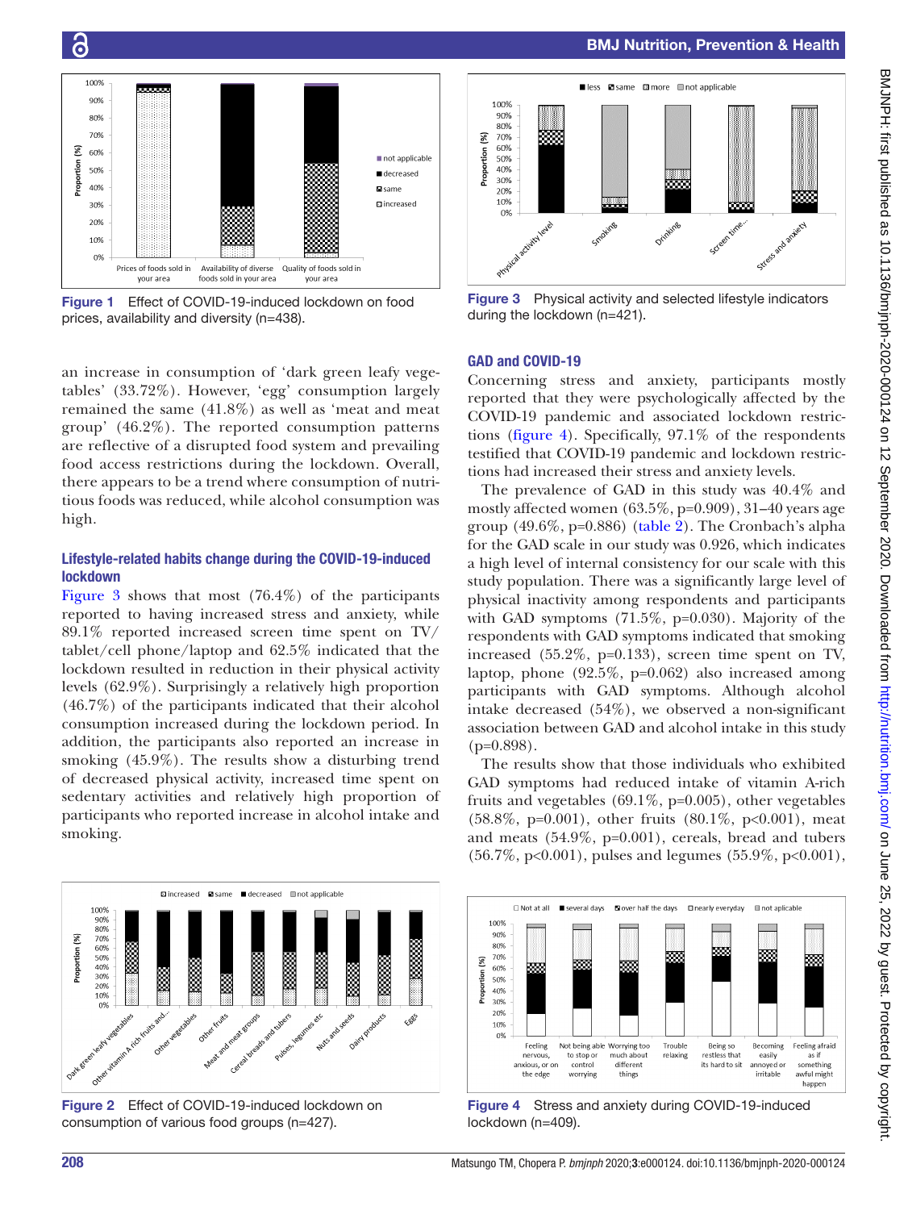Figure 1 Effect of COVID-19-induced lockdown on food prices, availability and diversity (n=438).

an increase in consumption of 'dark green leafy vegetables' (33.72%). However, 'egg' consumption largely remained the same (41.8%) as well as 'meat and meat group' (46.2%). The reported consumption patterns are reflective of a disrupted food system and prevailing food access restrictions during the lockdown. Overall, there appears to be a trend where consumption of nutritious foods was reduced, while alcohol consumption was high.

### Lifestyle-related habits change during the COVID-19-induced lockdown

Figure 3 shows that most (76.4%) of the participants reported to having increased stress and anxiety, while 89.1% reported increased screen time spent on TV/tablet/cell phone/laptop and 62.5% indicated that the lockdown resulted in reduction in their physical activity levels (62.9%). Surprisingly a relatively high proportion (46.7%) of the participants indicated that their alcohol consumption increased during the lockdown period. In addition, the participants also reported an increase in smoking (45.9%). The results show a disturbing trend of decreased physical activity, increased time spent on sedentary activities and relatively high proportion of participants who reported increase in alcohol intake and smoking.

Figure 2 Effect of COVID-19-induced lockdown on consumption of various food groups (n=427).

Figure 3 Physical activity and selected lifestyle indicators during the lockdown (n=421).

### GAD and COVID-19

Concerning stress and anxiety, participants mostly reported that they were psychologically affected by the COVID-19 pandemic and associated lockdown restrictions (figure 4). Specifically, 97.1% of the respondents testified that COVID-19 pandemic and lockdown restrictions had increased their stress and anxiety levels.

The prevalence of GAD in this study was 40.4% and mostly affected women (63.5%, p=0.909), 31–40 years age group (49.6%, p=0.886) (table 2). The Cronbach's alpha for the GAD scale in our study was 0.926, which indicates a high level of internal consistency for our scale with this study population. There was a significantly large level of physical inactivity among respondents and participants with GAD symptoms (71.5%, p=0.030). Majority of the respondents with GAD symptoms indicated that smoking increased (55.2%, p=0.133), screen time spent on TV, laptop, phone (92.5%, p=0.062) also increased among participants with GAD symptoms. Although alcohol intake decreased (54%), we observed a non-significant association between GAD and alcohol intake in this study (p=0.898).

The results show that those individuals who exhibited GAD symptoms had reduced intake of vitamin A-rich fruits and vegetables (69.1%, p=0.005), other vegetables (58.8%, p=0.001), other fruits (80.1%, p<0.001), meat and meats (54.9%, p=0.001), cereals, bread and tubers (56.7%, p<0.001), pulses and legumes (55.9%, p<0.001),

Figure 4 Stress and anxiety during COVID-19-induced lockdown (n=409).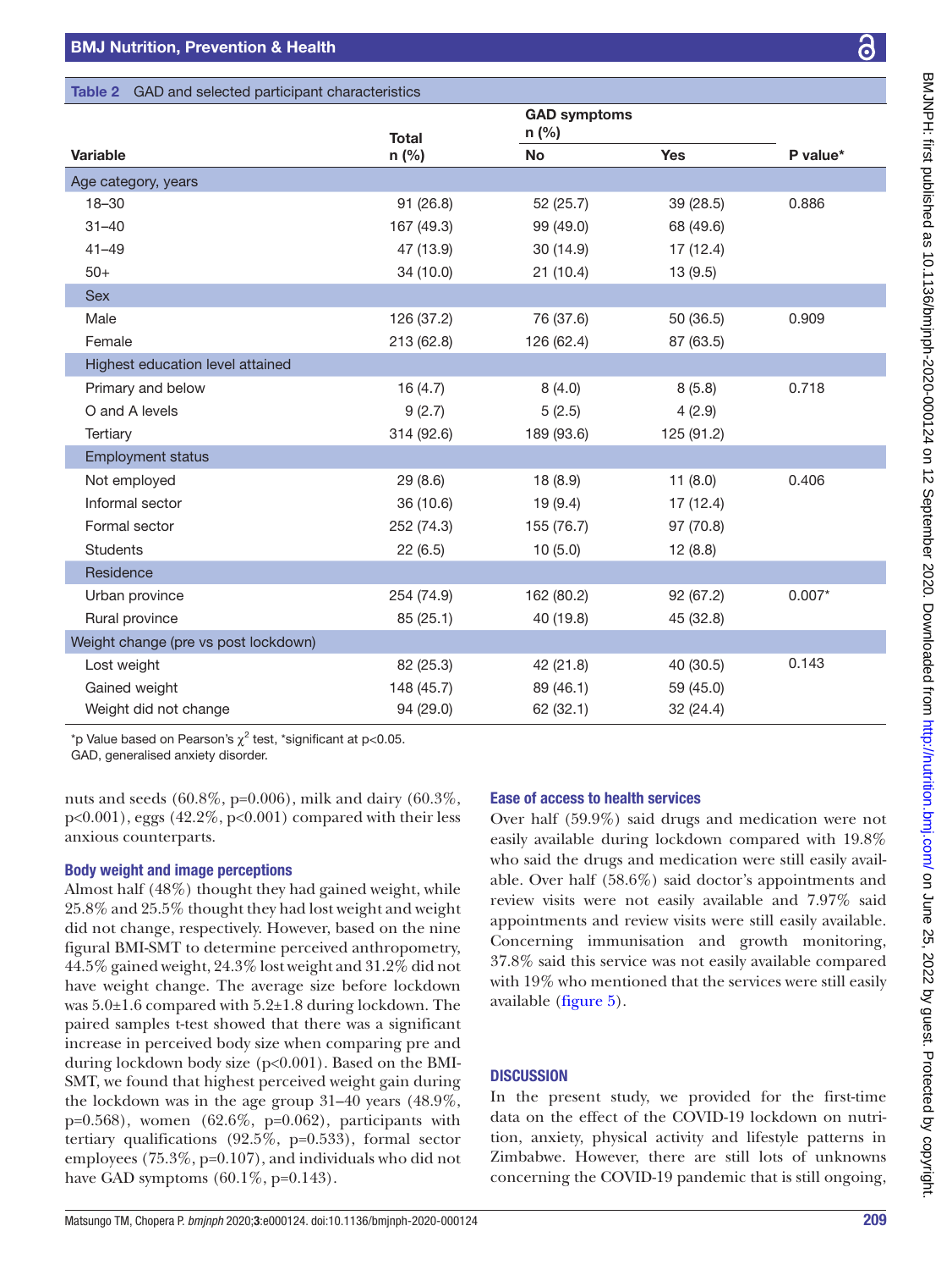Table 2 GAD and selected participant characteristics

| Variable | Total n (%) | GAD symptoms n (%) No | GAD symptoms n (%) Yes | P value* |
|---|---|---|---|---|
| **Age category, years** | | | | |
| 18–30 | 91 (26.8) | 52 (25.7) | 39 (28.5) | 0.886 |
| 31–40 | 167 (49.3) | 99 (49.0) | 68 (49.6) | |
| 41–49 | 47 (13.9) | 30 (14.9) | 17 (12.4) | |
| 50+ | 34 (10.0) | 21 (10.4) | 13 (9.5) | |
| **Sex** | | | | |
| Male | 126 (37.2) | 76 (37.6) | 50 (36.5) | 0.909 |
| Female | 213 (62.8) | 126 (62.4) | 87 (63.5) | |
| **Highest education level attained** | | | | |
| Primary and below | 16 (4.7) | 8 (4.0) | 8 (5.8) | 0.718 |
| O and A levels | 9 (2.7) | 5 (2.5) | 4 (2.9) | |
| Tertiary | 314 (92.6) | 189 (93.6) | 125 (91.2) | |
| **Employment status** | | | | |
| Not employed | 29 (8.6) | 18 (8.9) | 11 (8.0) | 0.406 |
| Informal sector | 36 (10.6) | 19 (9.4) | 17 (12.4) | |
| Formal sector | 252 (74.3) | 155 (76.7) | 97 (70.8) | |
| Students | 22 (6.5) | 10 (5.0) | 12 (8.8) | |
| **Residence** | | | | |
| Urban province | 254 (74.9) | 162 (80.2) | 92 (67.2) | 0.007* |
| Rural province | 85 (25.1) | 40 (19.8) | 45 (32.8) | |
| **Weight change (pre vs post lockdown)** | | | | |
| Lost weight | 82 (25.3) | 42 (21.8) | 40 (30.5) | 0.143 |
| Gained weight | 148 (45.7) | 89 (46.1) | 59 (45.0) | |
| Weight did not change | 94 (29.0) | 62 (32.1) | 32 (24.4) | |

*p Value based on Pearson's $\chi^2$ test, *significant at p<0.05.
GAD, generalised anxiety disorder.

nuts and seeds (60.8%, p=0.006), milk and dairy (60.3%, p<0.001), eggs (42.2%, p<0.001) compared with their less anxious counterparts.

### Body weight and image perceptions

Almost half (48%) thought they had gained weight, while 25.8% and 25.5% thought they had lost weight and weight did not change, respectively. However, based on the nine figural BMI-SMT to determine perceived anthropometry, 44.5% gained weight, 24.3% lost weight and 31.2% did not have weight change. The average size before lockdown was 5.0±1.6 compared with 5.2±1.8 during lockdown. The paired samples t-test showed that there was a significant increase in perceived body size when comparing pre and during lockdown body size (p<0.001). Based on the BMI-SMT, we found that highest perceived weight gain during the lockdown was in the age group 31–40 years (48.9%, p=0.568), women (62.6%, p=0.062), participants with tertiary qualifications (92.5%, p=0.533), formal sector employees (75.3%, p=0.107), and individuals who did not have GAD symptoms (60.1%, p=0.143).

### Ease of access to health services

Over half (59.9%) said drugs and medication were not easily available during lockdown compared with 19.8% who said the drugs and medication were still easily available. Over half (58.6%) said doctor's appointments and review visits were not easily available and 7.97% said appointments and review visits were still easily available. Concerning immunisation and growth monitoring, 37.8% said this service was not easily available compared with 19% who mentioned that the services were still easily available (figure 5).

## DISCUSSION

In the present study, we provided for the first-time data on the effect of the COVID-19 lockdown on nutrition, anxiety, physical activity and lifestyle patterns in Zimbabwe. However, there are still lots of unknowns concerning the COVID-19 pandemic that is still ongoing,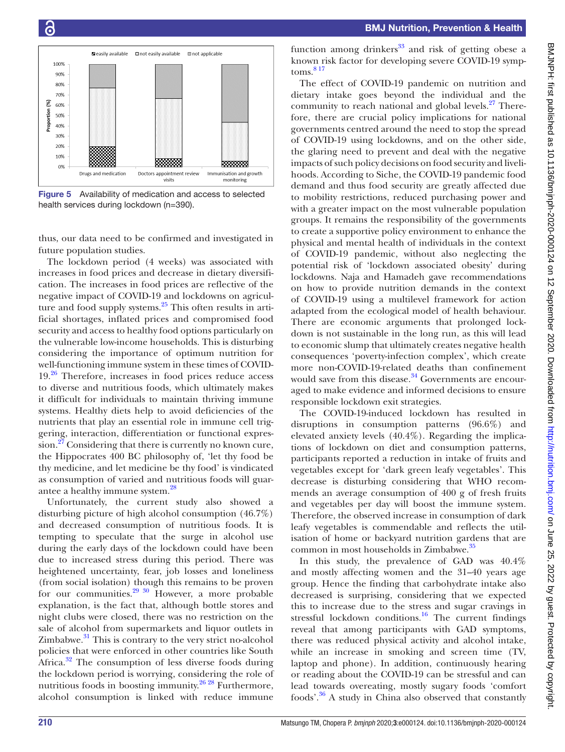Figure 5 Availability of medication and access to selected health services during lockdown (n=390).

thus, our data need to be confirmed and investigated in future population studies.

The lockdown period (4 weeks) was associated with increases in food prices and decrease in dietary diversification. The increases in food prices are reflective of the negative impact of COVID-19 and lockdowns on agriculture and food supply systems.[25] This often results in artificial shortages, inflated prices and compromised food security and access to healthy food options particularly on the vulnerable low-income households. This is disturbing considering the importance of optimum nutrition for well-functioning immune system in these times of COVID-19.[26] Therefore, increases in food prices reduce access to diverse and nutritious foods, which ultimately makes it difficult for individuals to maintain thriving immune systems. Healthy diets help to avoid deficiencies of the nutrients that play an essential role in immune cell triggering, interaction, differentiation or functional expression.[27] Considering that there is currently no known cure, the Hippocrates 400 BC philosophy of, 'let thy food be thy medicine, and let medicine be thy food' is vindicated as consumption of varied and nutritious foods will guarantee a healthy immune system.[28]

Unfortunately, the current study also showed a disturbing picture of high alcohol consumption (46.7%) and decreased consumption of nutritious foods. It is tempting to speculate that the surge in alcohol use during the early days of the lockdown could have been due to increased stress during this period. There was heightened uncertainty, fear, job losses and loneliness (from social isolation) though this remains to be proven for our communities.[29 30] However, a more probable explanation, is the fact that, although bottle stores and night clubs were closed, there was no restriction on the sale of alcohol from supermarkets and liquor outlets in Zimbabwe.[31] This is contrary to the very strict no-alcohol policies that were enforced in other countries like South Africa.[32] The consumption of less diverse foods during the lockdown period is worrying, considering the role of nutritious foods in boosting immunity.[26 28] Furthermore, alcohol consumption is linked with reduce immune function among drinkers[33] and risk of getting obese a known risk factor for developing severe COVID-19 symptoms.[8 17]

The effect of COVID-19 pandemic on nutrition and dietary intake goes beyond the individual and the community to reach national and global levels.[27] Therefore, there are crucial policy implications for national governments centred around the need to stop the spread of COVID-19 using lockdowns, and on the other side, the glaring need to prevent and deal with the negative impacts of such policy decisions on food security and livelihoods. According to Siche, the COVID-19 pandemic food demand and thus food security are greatly affected due to mobility restrictions, reduced purchasing power and with a greater impact on the most vulnerable population groups. It remains the responsibility of the governments to create a supportive policy environment to enhance the physical and mental health of individuals in the context of COVID-19 pandemic, without also neglecting the potential risk of 'lockdown associated obesity' during lockdowns. Naja and Hamadeh gave recommendations on how to provide nutrition demands in the context of COVID-19 using a multilevel framework for action adapted from the ecological model of health behaviour. There are economic arguments that prolonged lockdown is not sustainable in the long run, as this will lead to economic slump that ultimately creates negative health consequences 'poverty-infection complex', which create more non-COVID-19-related deaths than confinement would save from this disease.[34] Governments are encouraged to make evidence and informed decisions to ensure responsible lockdown exit strategies.

The COVID-19-induced lockdown has resulted in disruptions in consumption patterns (96.6%) and elevated anxiety levels (40.4%). Regarding the implications of lockdown on diet and consumption patterns, participants reported a reduction in intake of fruits and vegetables except for 'dark green leafy vegetables'. This decrease is disturbing considering that WHO recommends an average consumption of 400 g of fresh fruits and vegetables per day will boost the immune system. Therefore, the observed increase in consumption of dark leafy vegetables is commendable and reflects the utilisation of home or backyard nutrition gardens that are common in most households in Zimbabwe.[35]

In this study, the prevalence of GAD was 40.4% and mostly affecting women and the 31–40 years age group. Hence the finding that carbohydrate intake also decreased is surprising, considering that we expected this to increase due to the stress and sugar cravings in stressful lockdown conditions.[16] The current findings reveal that among participants with GAD symptoms, there was reduced physical activity and alcohol intake, while an increase in smoking and screen time (TV, laptop and phone). In addition, continuously hearing or reading about the COVID-19 can be stressful and can lead towards overeating, mostly sugary foods 'comfort foods'.[36] A study in China also observed that constantly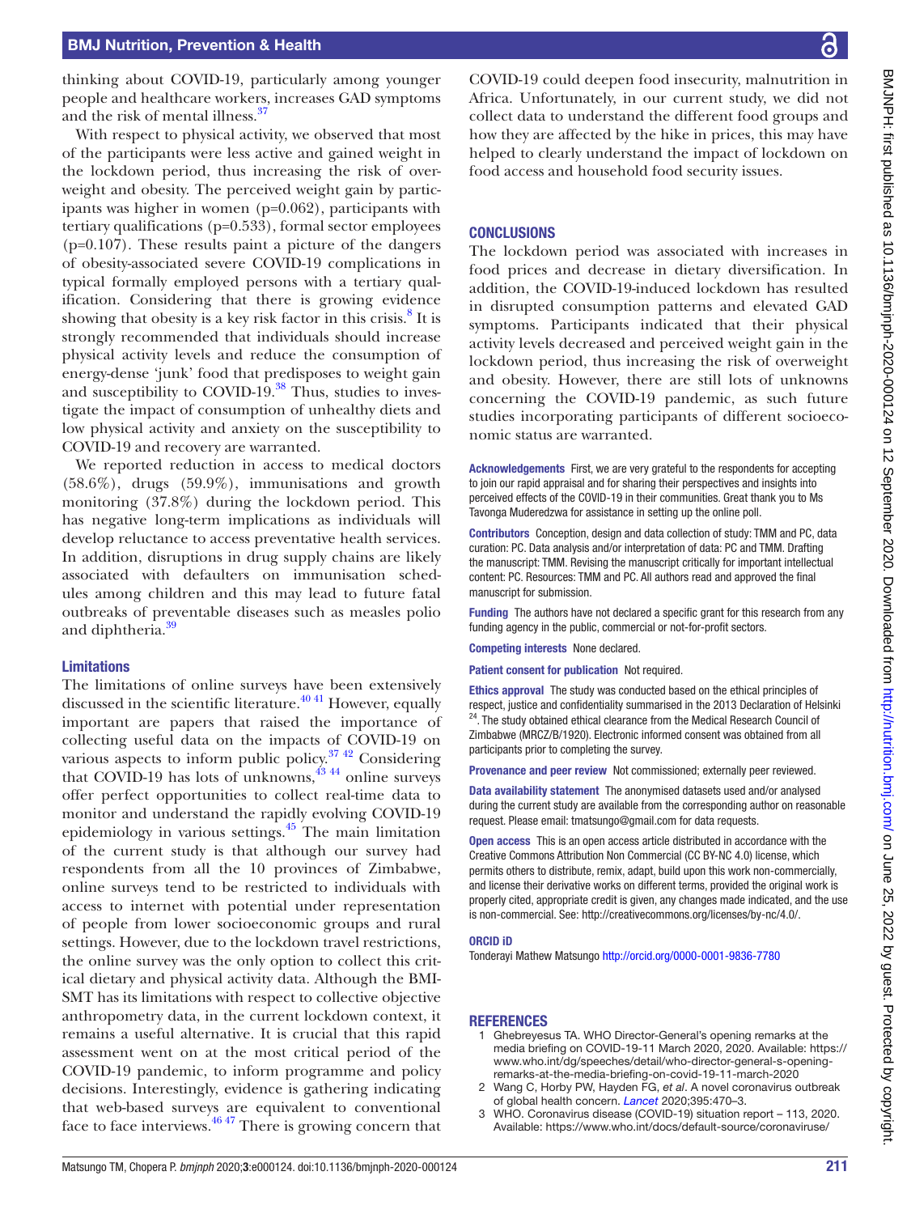thinking about COVID-19, particularly among younger people and healthcare workers, increases GAD symptoms and the risk of mental illness.[37]

With respect to physical activity, we observed that most of the participants were less active and gained weight in the lockdown period, thus increasing the risk of overweight and obesity. The perceived weight gain by participants was higher in women (p=0.062), participants with tertiary qualifications (p=0.533), formal sector employees (p=0.107). These results paint a picture of the dangers of obesity-associated severe COVID-19 complications in typical formally employed persons with a tertiary qualification. Considering that there is growing evidence showing that obesity is a key risk factor in this crisis.[8] It is strongly recommended that individuals should increase physical activity levels and reduce the consumption of energy-dense 'junk' food that predisposes to weight gain and susceptibility to COVID-19.[38] Thus, studies to investigate the impact of consumption of unhealthy diets and low physical activity and anxiety on the susceptibility to COVID-19 and recovery are warranted.

We reported reduction in access to medical doctors (58.6%), drugs (59.9%), immunisations and growth monitoring (37.8%) during the lockdown period. This has negative long-term implications as individuals will develop reluctance to access preventative health services. In addition, disruptions in drug supply chains are likely associated with defaulters on immunisation schedules among children and this may lead to future fatal outbreaks of preventable diseases such as measles polio and diphtheria.[39]

### Limitations

The limitations of online surveys have been extensively discussed in the scientific literature.[40 41] However, equally important are papers that raised the importance of collecting useful data on the impacts of COVID-19 on various aspects to inform public policy.[37 42] Considering that COVID-19 has lots of unknowns,[43 44] online surveys offer perfect opportunities to collect real-time data to monitor and understand the rapidly evolving COVID-19 epidemiology in various settings.[45] The main limitation of the current study is that although our survey had respondents from all the 10 provinces of Zimbabwe, online surveys tend to be restricted to individuals with access to internet with potential under representation of people from lower socioeconomic groups and rural settings. However, due to the lockdown travel restrictions, the online survey was the only option to collect this critical dietary and physical activity data. Although the BMI-SMT has its limitations with respect to collective objective anthropometry data, in the current lockdown context, it remains a useful alternative. It is crucial that this rapid assessment went on at the most critical period of the COVID-19 pandemic, to inform programme and policy decisions. Interestingly, evidence is gathering indicating that web-based surveys are equivalent to conventional face to face interviews.[46 47] There is growing concern that COVID-19 could deepen food insecurity, malnutrition in Africa. Unfortunately, in our current study, we did not collect data to understand the different food groups and how they are affected by the hike in prices, this may have helped to clearly understand the impact of lockdown on food access and household food security issues.

## CONCLUSIONS

The lockdown period was associated with increases in food prices and decrease in dietary diversification. In addition, the COVID-19-induced lockdown has resulted in disrupted consumption patterns and elevated GAD symptoms. Participants indicated that their physical activity levels decreased and perceived weight gain in the lockdown period, thus increasing the risk of overweight and obesity. However, there are still lots of unknowns concerning the COVID-19 pandemic, as such future studies incorporating participants of different socioeconomic status are warranted.

**Acknowledgements** First, we are very grateful to the respondents for accepting to join our rapid appraisal and for sharing their perspectives and insights into perceived effects of the COVID-19 in their communities. Great thank you to Ms Tavonga Muderedzwa for assistance in setting up the online poll.

**Contributors** Conception, design and data collection of study: TMM and PC, data curation: PC. Data analysis and/or interpretation of data: PC and TMM. Drafting the manuscript: TMM. Revising the manuscript critically for important intellectual content: PC. Resources: TMM and PC. All authors read and approved the final manuscript for submission.

**Funding** The authors have not declared a specific grant for this research from any funding agency in the public, commercial or not-for-profit sectors.

**Competing interests** None declared.

**Patient consent for publication** Not required.

**Ethics approval** The study was conducted based on the ethical principles of respect, justice and confidentiality summarised in the 2013 Declaration of Helsinki [24]. The study obtained ethical clearance from the Medical Research Council of Zimbabwe (MRCZ/B/1920). Electronic informed consent was obtained from all participants prior to completing the survey.

**Provenance and peer review** Not commissioned; externally peer reviewed.

**Data availability statement** The anonymised datasets used and/or analysed during the current study are available from the corresponding author on reasonable request. Please email: tmatsungo@gmail.com for data requests.

**Open access** This is an open access article distributed in accordance with the Creative Commons Attribution Non Commercial (CC BY-NC 4.0) license, which permits others to distribute, remix, adapt, build upon this work non-commercially, and license their derivative works on different terms, provided the original work is properly cited, appropriate credit is given, any changes made indicated, and the use is non-commercial. See: http://creativecommons.org/licenses/by-nc/4.0/.

**ORCID iD**

Tonderayi Mathew Matsungo http://orcid.org/0000-0001-9836-7780

## REFERENCES

1. Ghebreyesus TA. WHO Director-General's opening remarks at the media briefing on COVID-19-11 March 2020, 2020. Available: https://www.who.int/dg/speeches/detail/who-director-general-s-opening-remarks-at-the-media-briefing-on-covid-19-11-march-2020
2. Wang C, Horby PW, Hayden FG, *et al*. A novel coronavirus outbreak of global health concern. *Lancet* 2020;395:470–3.
3. WHO. Coronavirus disease (COVID-19) situation report – 113, 2020. Available: https://www.who.int/docs/default-source/coronaviruse/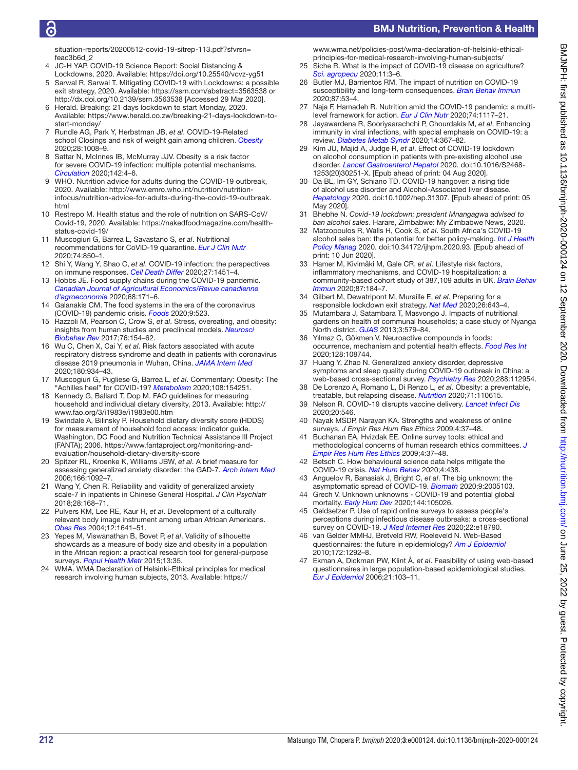situation-reports/20200512-covid-19-sitrep-113.pdf?sfvrsn=feac3b6d_2

4. JC-H YAP. COVID-19 Science Report: Social Distancing & Lockdowns, 2020. Available: https://doi.org/10.25540/vcvz-yg51
5. Sarwal R, Sarwal T. Mitigating COVID-19 with Lockdowns: a possible exit strategy, 2020. Available: https://ssrn.com/abstract=3563538 or http://dx.doi.org/10.2139/ssrn.3563538 [Accessed 29 Mar 2020].
6. Herald. Breaking: 21 days lockdown to start Monday, 2020. Available: https://www.herald.co.zw/breaking-21-days-lockdown-to-start-monday/
7. Rundle AG, Park Y, Herbstman JB, *et al*. COVID-19-Related school Closings and risk of weight gain among children. *Obesity* 2020;28:1008–9.
8. Sattar N, McInnes IB, McMurray JJV. Obesity is a risk factor for severe COVID-19 infection: multiple potential mechanisms. *Circulation* 2020;142:4–6.
9. WHO. Nutrition advice for adults during the COVID-19 outbreak, 2020. Available: http://www.emro.who.int/nutrition/nutrition-infocus/nutrition-advice-for-adults-during-the-covid-19-outbreak.html
10. Restrepo M. Health status and the role of nutrition on SARS-CoV/Covid-19, 2020. Available: https://nakedfoodmagazine.com/health-status-covid-19/
11. Muscogiuri G, Barrea L, Savastano S, *et al*. Nutritional recommendations for CoVID-19 quarantine. *Eur J Clin Nutr* 2020;74:850–1.
12. Shi Y, Wang Y, Shao C, *et al*. COVID-19 infection: the perspectives on immune responses. *Cell Death Differ* 2020;27:1451–4.
13. Hobbs JE. Food supply chains during the COVID-19 pandemic. *Canadian Journal of Agricultural Economics/Revue canadienne d'agroeconomie* 2020;68:171–6.
14. Galanakis CM. The food systems in the era of the coronavirus (COVID-19) pandemic crisis. *Foods* 2020;9:523.
15. Razzoli M, Pearson C, Crow S, *et al*. Stress, overeating, and obesity: insights from human studies and preclinical models. *Neurosci Biobehav Rev* 2017;76:154–62.
16. Wu C, Chen X, Cai Y, *et al*. Risk factors associated with acute respiratory distress syndrome and death in patients with coronavirus disease 2019 pneumonia in Wuhan, China. *JAMA Intern Med* 2020;180:934–43.
17. Muscogiuri G, Pugliese G, Barrea L, *et al*. Commentary: Obesity: The "Achilles heel" for COVID-19? *Metabolism* 2020;108:154251.
18. Kennedy G, Ballard T, Dop M. FAO guidelines for measuring household and individual dietary diversity, 2013. Available: http://www.fao.org/3/i1983e/i1983e00.htm
19. Swindale A, Bilinsky P. Household dietary diversity score (HDDS) for measurement of household food access: indicator guide. Washington, DC Food and Nutrition Technical Assistance III Project (FANTA); 2006. https://www.fantaproject.org/monitoring-and-evaluation/household-dietary-diversity-score
20. Spitzer RL, Kroenke K, Williams JBW, *et al*. A brief measure for assessing generalized anxiety disorder: the GAD-7. *Arch Intern Med* 2006;166:1092–7.
21. Wang Y, Chen R. Reliability and validity of generalized anxiety scale-7 in inpatients in Chinese General Hospital. *J Clin Psychiatr* 2018;28:168–71.
22. Pulvers KM, Lee RE, Kaur H, *et al*. Development of a culturally relevant body image instrument among urban African Americans. *Obes Res* 2004;12:1641–51.
23. Yepes M, Viswanathan B, Bovet P, *et al*. Validity of silhouette showcards as a measure of body size and obesity in a population in the African region: a practical research tool for general-purpose surveys. *Popul Health Metr* 2015;13:35.
24. WMA. WMA Declaration of Helsinki-Ethical principles for medical research involving human subjects, 2013. Available: https://www.wma.net/policies-post/wma-declaration-of-helsinki-ethical-principles-for-medical-research-involving-human-subjects/
25. Siche R. What is the impact of COVID-19 disease on agriculture? *Sci. agropecu* 2020;11:3–6.
26. Butler MJ, Barrientos RM. The impact of nutrition on COVID-19 susceptibility and long-term consequences. *Brain Behav Immun* 2020;87:53–4.
27. Naja F, Hamadeh R. Nutrition amid the COVID-19 pandemic: a multi-level framework for action. *Eur J Clin Nutr* 2020;74:1117–21.
28. Jayawardena R, Sooriyaarachchi P, Chourdakis M, *et al*. Enhancing immunity in viral infections, with special emphasis on COVID-19: a review. *Diabetes Metab Syndr* 2020;14:367–82.
29. Kim JU, Majid A, Judge R, *et al*. Effect of COVID-19 lockdown on alcohol consumption in patients with pre-existing alcohol use disorder. *Lancet Gastroenterol Hepatol* 2020. doi:10.1016/S2468-1253(20)30251-X. [Epub ahead of print: 04 Aug 2020].
30. Da BL, Im GY, Schiano TD. COVID-19 hangover: a rising tide of alcohol use disorder and Alcohol-Associated liver disease. *Hepatology* 2020. doi:10.1002/hep.31307. [Epub ahead of print: 05 May 2020].
31. Bhebhe N. *Covid-19 lockdown: president Mnangagwa advised to ban alcohol sales*. Harare, Zimbabwe: My Zimbabwe News, 2020.
32. Matzopoulos R, Walls H, Cook S, *et al*. South Africa's COVID-19 alcohol sales ban: the potential for better policy-making. *Int J Health Policy Manag* 2020. doi:10.34172/ijhpm.2020.93. [Epub ahead of print: 10 Jun 2020].
33. Hamer M, Kivimäki M, Gale CR, *et al*. Lifestyle risk factors, inflammatory mechanisms, and COVID-19 hospitalization: a community-based cohort study of 387,109 adults in UK. *Brain Behav Immun* 2020;87:184–7.
34. Gilbert M, Dewatripont M, Muraille E, *et al*. Preparing for a responsible lockdown exit strategy. *Nat Med* 2020;26:643–4.
35. Mutambara J, Satambara T, Masvongo J. Impacts of nutritional gardens on health of communal households; a case study of Nyanga North district. *GJAS* 2013;3:579–84.
36. Yılmaz C, Gökmen V. Neuroactive compounds in foods: occurrence, mechanism and potential health effects. *Food Res Int* 2020;128:108744.
37. Huang Y, Zhao N. Generalized anxiety disorder, depressive symptoms and sleep quality during COVID-19 outbreak in China: a web-based cross-sectional survey. *Psychiatry Res* 2020;288:112954.
38. De Lorenzo A, Romano L, Di Renzo L, *et al*. Obesity: a preventable, treatable, but relapsing disease. *Nutrition* 2020;71:110615.
39. Nelson R. COVID-19 disrupts vaccine delivery. *Lancet Infect Dis* 2020;20:546.
40. Nayak MSDP, Narayan KA. Strengths and weakness of online surveys. *J Empir Res Hum Res Ethics* 2009;4:37–48.
41. Buchanan EA, Hvizdak EE. Online survey tools: ethical and methodological concerns of human research ethics committees. *J Empir Res Hum Res Ethics* 2009;4:37–48.
42. Betsch C. How behavioural science data helps mitigate the COVID-19 crisis. *Nat Hum Behav* 2020;4:438.
43. Anguelov R, Banasiak J, Bright C, *et al*. The big unknown: the asymptomatic spread of COVID-19. *Biomath* 2020;9:2005103.
44. Grech V. Unknown unknowns - COVID-19 and potential global mortality. *Early Hum Dev* 2020;144:105026.
45. Geldsetzer P. Use of rapid online surveys to assess people's perceptions during infectious disease outbreaks: a cross-sectional survey on COVID-19. *J Med Internet Res* 2020;22:e18790.
46. van Gelder MMHJ, Bretveld RW, Roeleveld N. Web-Based questionnaires: the future in epidemiology? *Am J Epidemiol* 2010;172:1292–8.
47. Ekman A, Dickman PW, Klint Å, *et al*. Feasibility of using web-based questionnaires in large population-based epidemiological studies. *Eur J Epidemiol* 2006;21:103–11.